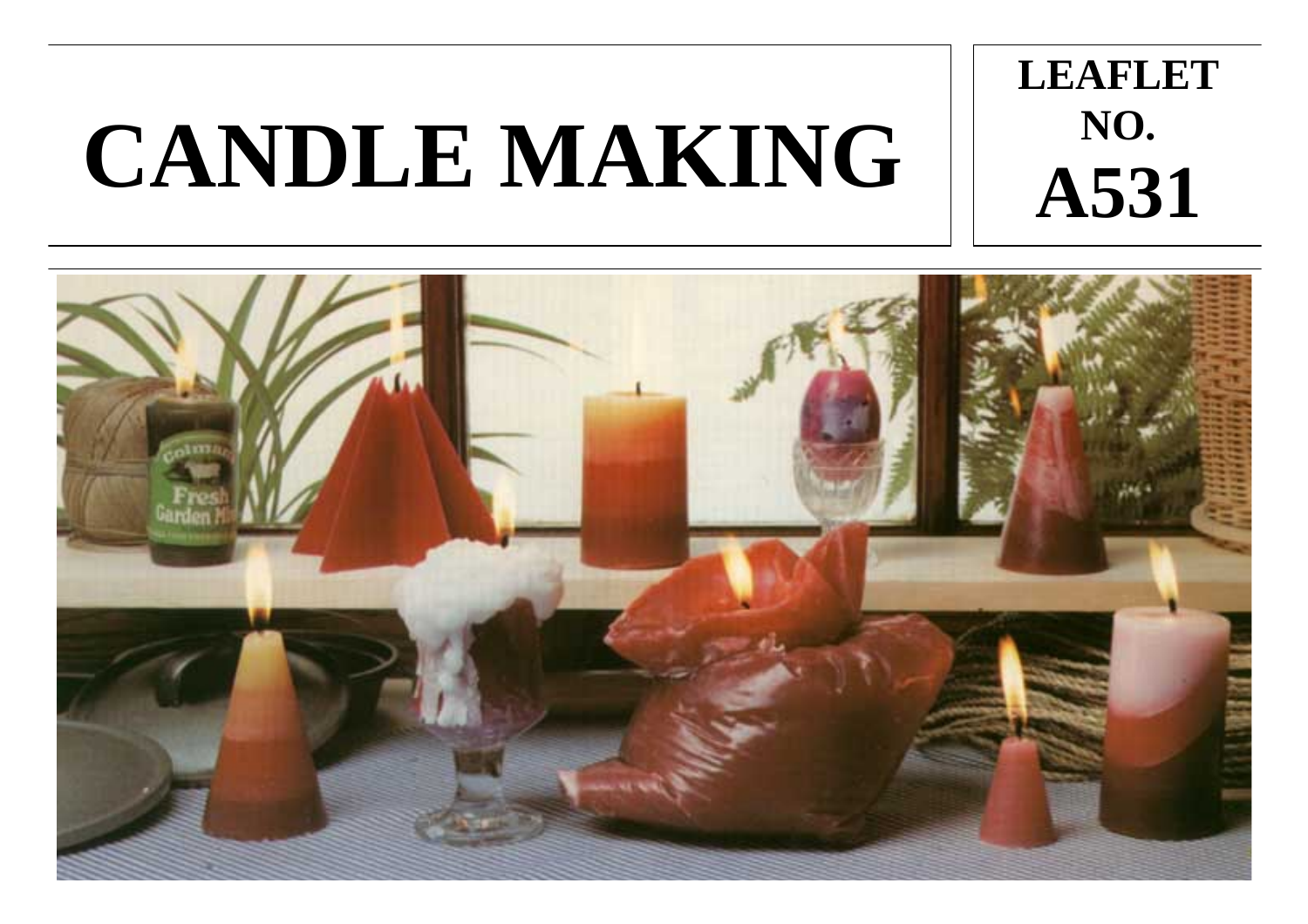# CANDLE MAKING

**LEAFLET NO. A531**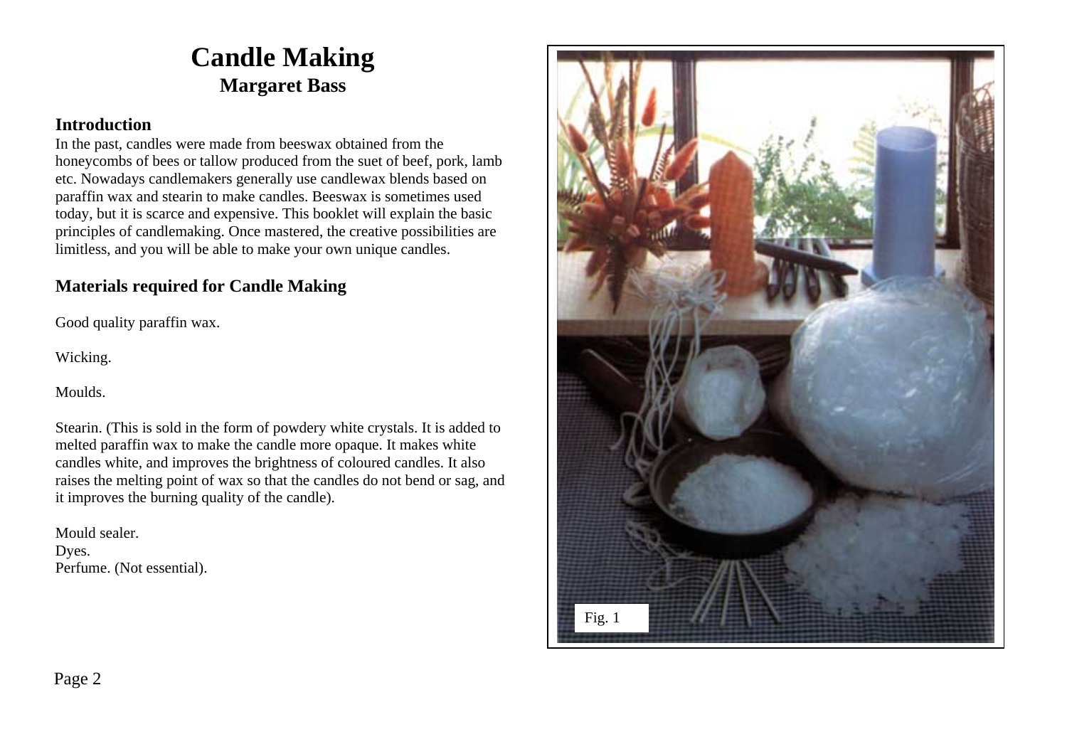# Candle Making

## Margaret Bass

### Introduction

In the past, candles were made from beeswax obtained from the honeycombs of bees or tallow produced from the suet of beef, pork, lamb etc. Nowadays candlemakers generally use candlewax blends based on paraffin wax and stearin to make candles. Beeswax is sometimes used today, but it is scarce and expensive. This booklet will explain the basic principles of candlemaking. Once mastered, the creative possibilities are limitless, and you will be able to make your own unique candles.

### Materials required for Candle Making

Good quality paraffin wax.

Wicking.

Moulds.

Stearin. (This is sold in the form of powdery white crystals. It is added to melted paraffin wax to make the candle more opaque. It makes white candles white, and improves the brightness of coloured candles. It also raises the melting point of wax so that the candles do not bend or sag, and it improves the burning quality of the candle).

Mould sealer.
Dyes.
Perfume. (Not essential).

Fig. 1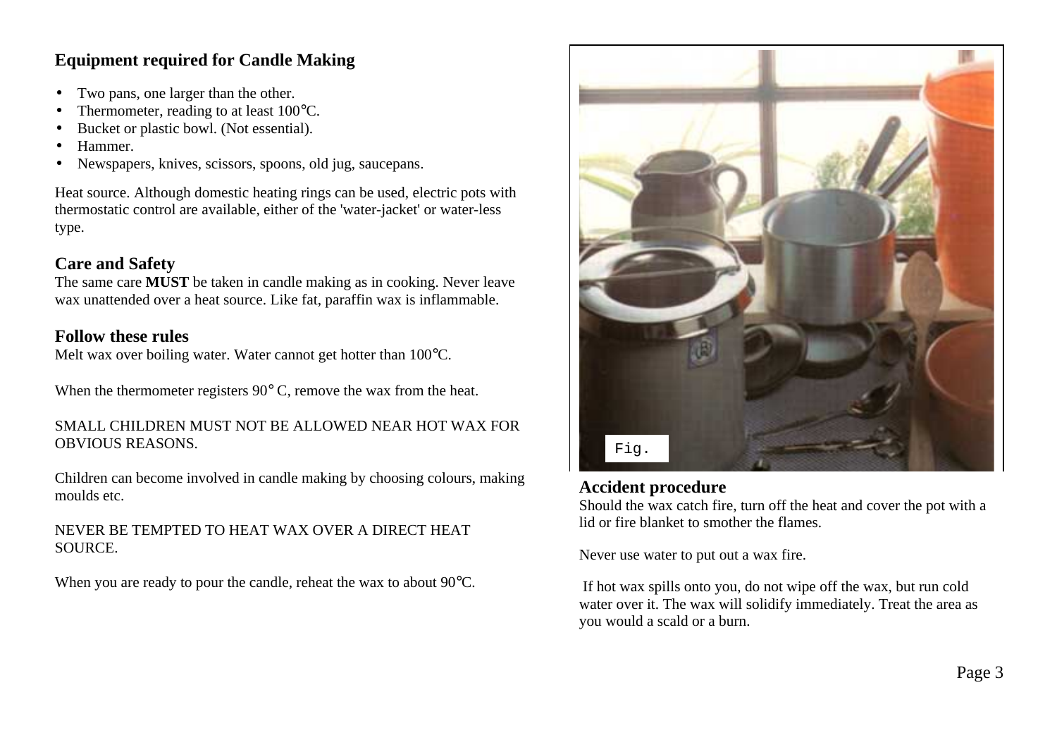## Equipment required for Candle Making

- Two pans, one larger than the other.
- Thermometer, reading to at least 100°C.
- Bucket or plastic bowl. (Not essential).
- Hammer.
- Newspapers, knives, scissors, spoons, old jug, saucepans.

Heat source. Although domestic heating rings can be used, electric pots with thermostatic control are available, either of the 'water-jacket' or water-less type.

## Care and Safety

The same care **MUST** be taken in candle making as in cooking. Never leave wax unattended over a heat source. Like fat, paraffin wax is inflammable.

## Follow these rules

Melt wax over boiling water. Water cannot get hotter than 100°C.

When the thermometer registers 90° C, remove the wax from the heat.

SMALL CHILDREN MUST NOT BE ALLOWED NEAR HOT WAX FOR OBVIOUS REASONS.

Children can become involved in candle making by choosing colours, making moulds etc.

NEVER BE TEMPTED TO HEAT WAX OVER A DIRECT HEAT SOURCE.

When you are ready to pour the candle, reheat the wax to about 90°C.

Fig.

## Accident procedure

Should the wax catch fire, turn off the heat and cover the pot with a lid or fire blanket to smother the flames.

Never use water to put out a wax fire.

If hot wax spills onto you, do not wipe off the wax, but run cold water over it. The wax will solidify immediately. Treat the area as you would a scald or a burn.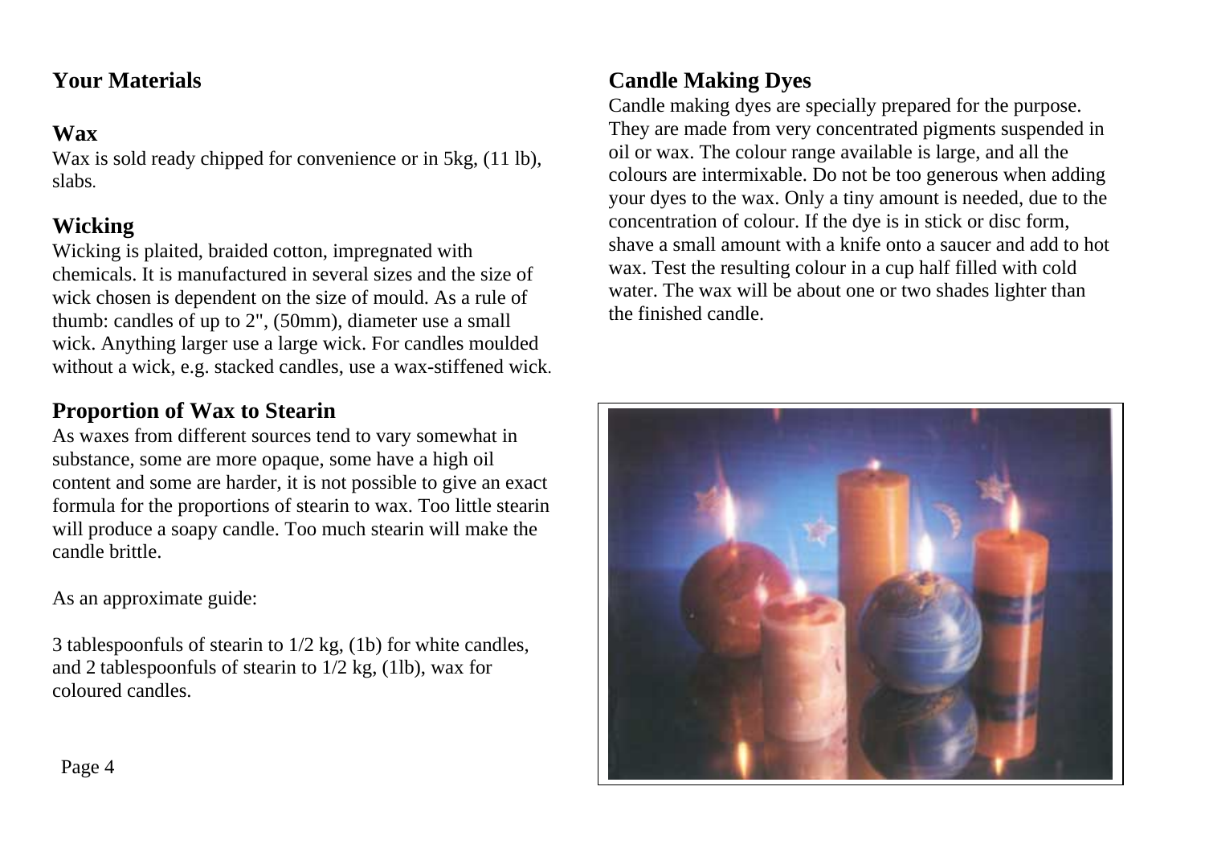## Your Materials

### Wax

Wax is sold ready chipped for convenience or in 5kg, (11 lb), slabs.

### Wicking

Wicking is plaited, braided cotton, impregnated with chemicals. It is manufactured in several sizes and the size of wick chosen is dependent on the size of mould. As a rule of thumb: candles of up to 2", (50mm), diameter use a small wick. Anything larger use a large wick. For candles moulded without a wick, e.g. stacked candles, use a wax-stiffened wick.

### Proportion of Wax to Stearin

As waxes from different sources tend to vary somewhat in substance, some are more opaque, some have a high oil content and some are harder, it is not possible to give an exact formula for the proportions of stearin to wax. Too little stearin will produce a soapy candle. Too much stearin will make the candle brittle.

As an approximate guide:

3 tablespoonfuls of stearin to 1/2 kg, (1b) for white candles, and 2 tablespoonfuls of stearin to 1/2 kg, (1lb), wax for coloured candles.

### Candle Making Dyes

Candle making dyes are specially prepared for the purpose. They are made from very concentrated pigments suspended in oil or wax. The colour range available is large, and all the colours are intermixable. Do not be too generous when adding your dyes to the wax. Only a tiny amount is needed, due to the concentration of colour. If the dye is in stick or disc form, shave a small amount with a knife onto a saucer and add to hot wax. Test the resulting colour in a cup half filled with cold water. The wax will be about one or two shades lighter than the finished candle.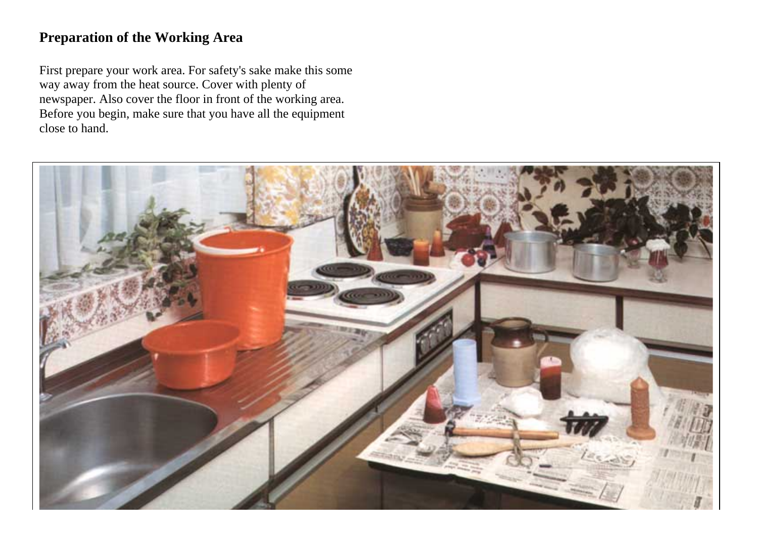## Preparation of the Working Area

First prepare your work area. For safety's sake make this some way away from the heat source. Cover with plenty of newspaper. Also cover the floor in front of the working area. Before you begin, make sure that you have all the equipment close to hand.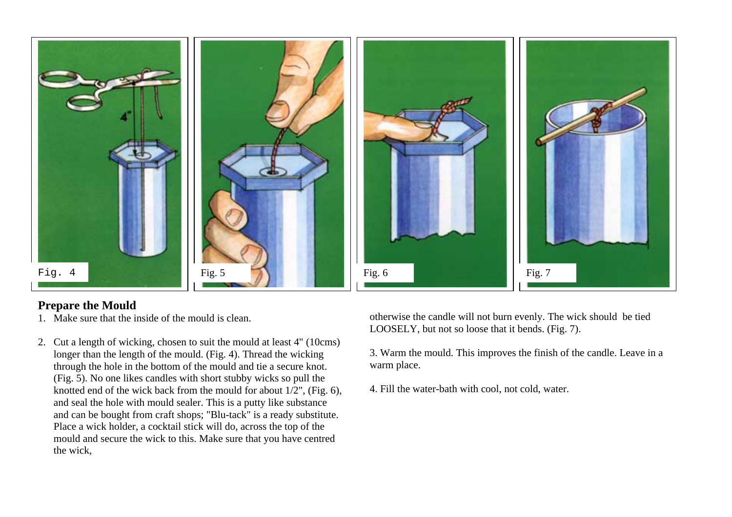Fig. 4

Fig. 5

Fig. 6

Fig. 7

## Prepare the Mould

1. Make sure that the inside of the mould is clean.

2. Cut a length of wicking, chosen to suit the mould at least 4" (10cms) longer than the length of the mould. (Fig. 4). Thread the wicking through the hole in the bottom of the mould and tie a secure knot. (Fig. 5). No one likes candles with short stubby wicks so pull the knotted end of the wick back from the mould for about 1/2", (Fig. 6), and seal the hole with mould sealer. This is a putty like substance and can be bought from craft shops; "Blu-tack" is a ready substitute. Place a wick holder, a cocktail stick will do, across the top of the mould and secure the wick to this. Make sure that you have centred the wick, otherwise the candle will not burn evenly. The wick should be tied LOOSELY, but not so loose that it bends. (Fig. 7).

3. Warm the mould. This improves the finish of the candle. Leave in a warm place.

4. Fill the water-bath with cool, not cold, water.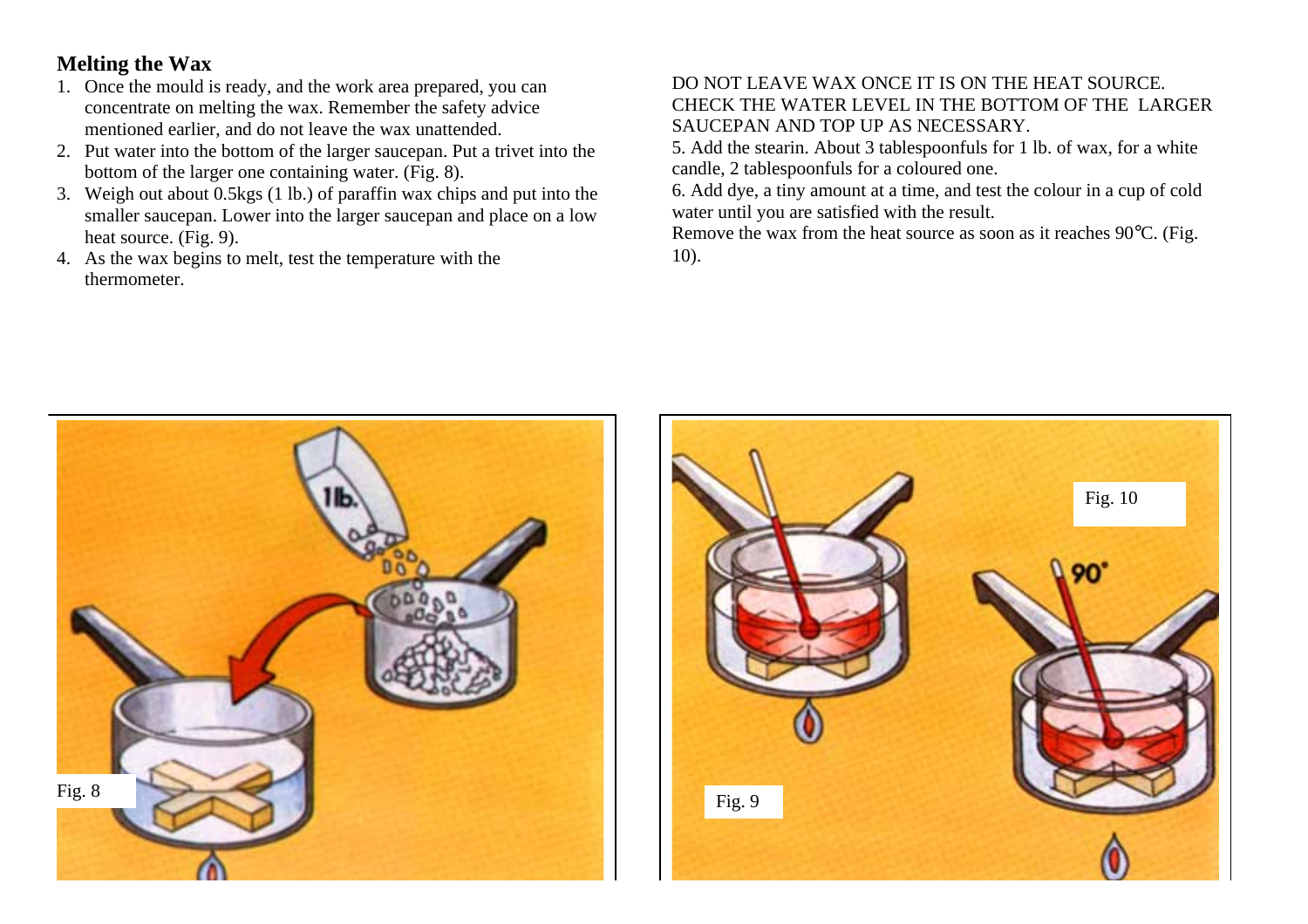## Melting the Wax

1. Once the mould is ready, and the work area prepared, you can concentrate on melting the wax. Remember the safety advice mentioned earlier, and do not leave the wax unattended.
2. Put water into the bottom of the larger saucepan. Put a trivet into the bottom of the larger one containing water. (Fig. 8).
3. Weigh out about 0.5kgs (1 lb.) of paraffin wax chips and put into the smaller saucepan. Lower into the larger saucepan and place on a low heat source. (Fig. 9).
4. As the wax begins to melt, test the temperature with the thermometer.

DO NOT LEAVE WAX ONCE IT IS ON THE HEAT SOURCE. CHECK THE WATER LEVEL IN THE BOTTOM OF THE LARGER SAUCEPAN AND TOP UP AS NECESSARY.

5. Add the stearin. About 3 tablespoonfuls for 1 lb. of wax, for a white candle, 2 tablespoonfuls for a coloured one.
6. Add dye, a tiny amount at a time, and test the colour in a cup of cold water until you are satisfied with the result.

Remove the wax from the heat source as soon as it reaches 90°C. (Fig. 10).

Fig. 8

Fig. 9

Fig. 10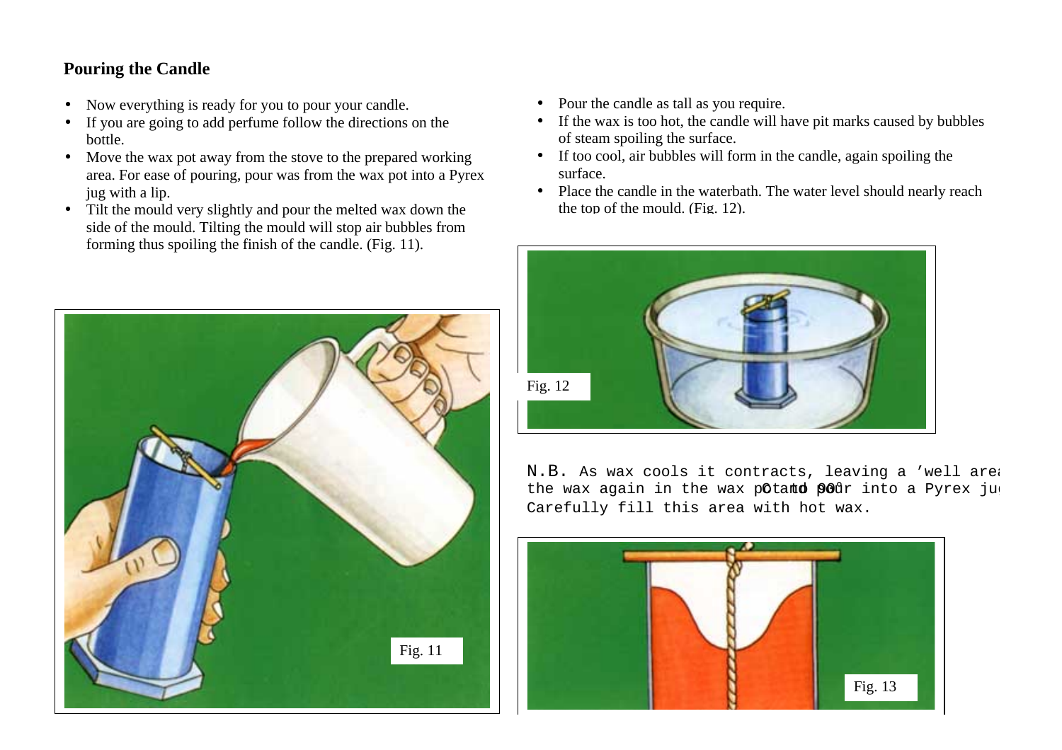## Pouring the Candle

- Now everything is ready for you to pour your candle.
- If you are going to add perfume follow the directions on the bottle.
- Move the wax pot away from the stove to the prepared working area. For ease of pouring, pour was from the wax pot into a Pyrex jug with a lip.
- Tilt the mould very slightly and pour the melted wax down the side of the mould. Tilting the mould will stop air bubbles from forming thus spoiling the finish of the candle. (Fig. 11).

Fig. 11

- Pour the candle as tall as you require.
- If the wax is too hot, the candle will have pit marks caused by bubbles of steam spoiling the surface.
- If too cool, air bubbles will form in the candle, again spoiling the surface.
- Place the candle in the waterbath. The water level should nearly reach the top of the mould. (Fig. 12).

Fig. 12

N.B. As wax cools it contracts, leaving a 'well area the wax again in the wax pot and pour into a Pyrex ju Carefully fill this area with hot wax.

Fig. 13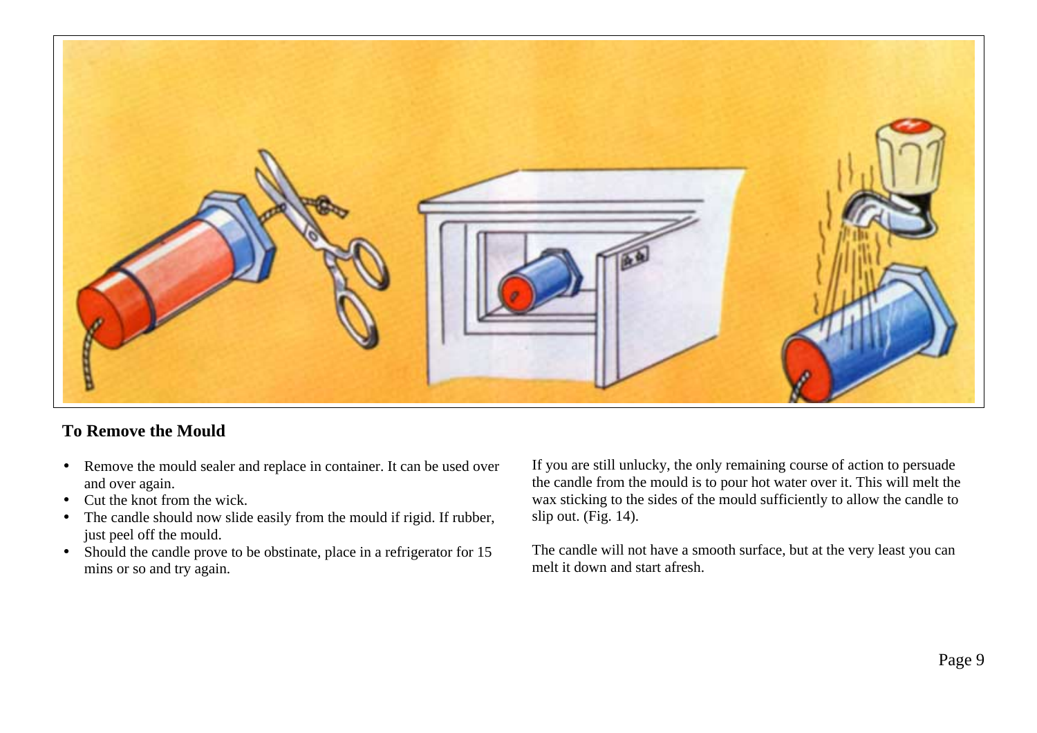## To Remove the Mould

- Remove the mould sealer and replace in container. It can be used over and over again.
- Cut the knot from the wick.
- The candle should now slide easily from the mould if rigid. If rubber, just peel off the mould.
- Should the candle prove to be obstinate, place in a refrigerator for 15 mins or so and try again.

If you are still unlucky, the only remaining course of action to persuade the candle from the mould is to pour hot water over it. This will melt the wax sticking to the sides of the mould sufficiently to allow the candle to slip out. (Fig. 14).

The candle will not have a smooth surface, but at the very least you can melt it down and start afresh.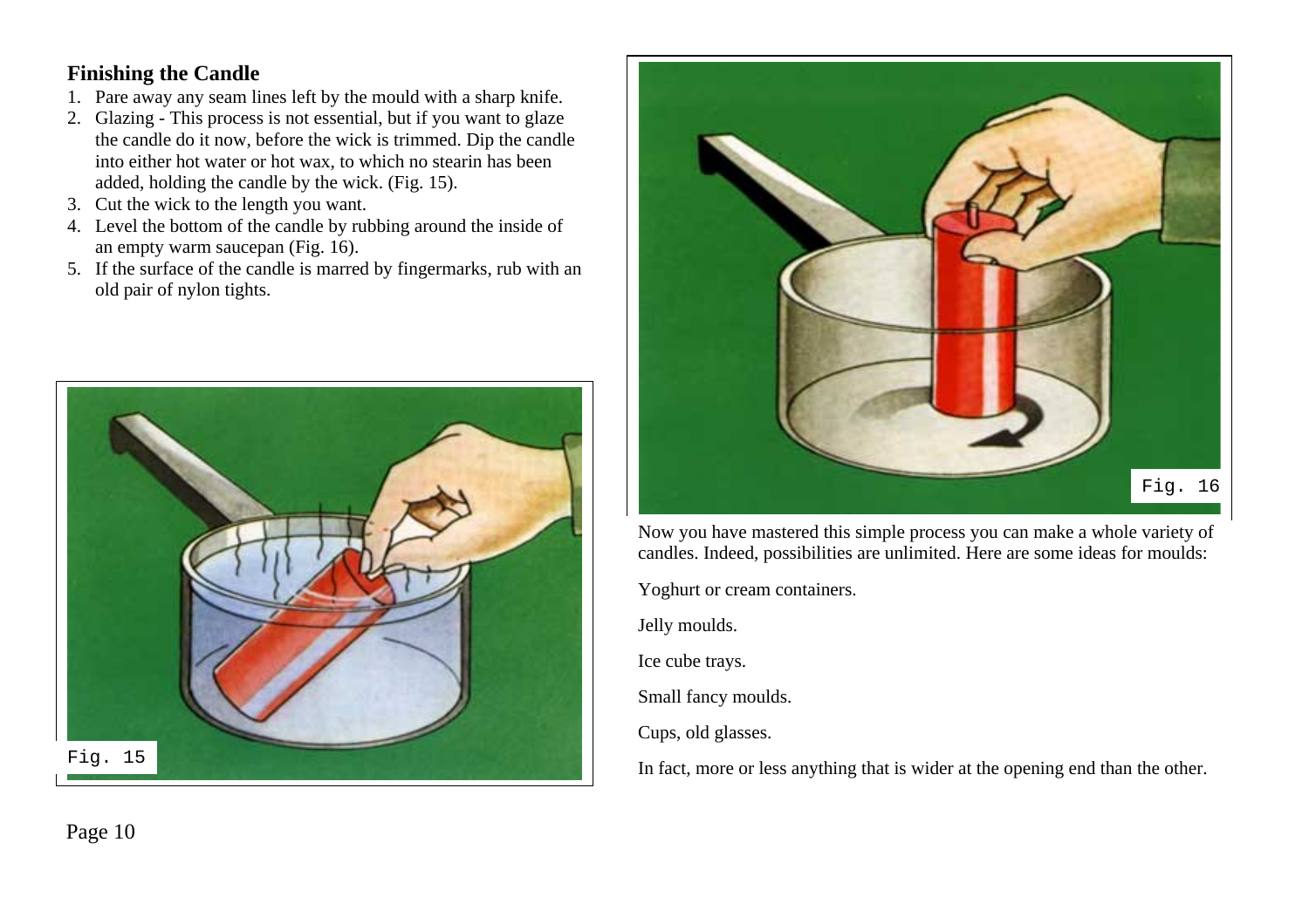## Finishing the Candle

1. Pare away any seam lines left by the mould with a sharp knife.
2. Glazing - This process is not essential, but if you want to glaze the candle do it now, before the wick is trimmed. Dip the candle into either hot water or hot wax, to which no stearin has been added, holding the candle by the wick. (Fig. 15).
3. Cut the wick to the length you want.
4. Level the bottom of the candle by rubbing around the inside of an empty warm saucepan (Fig. 16).
5. If the surface of the candle is marred by fingermarks, rub with an old pair of nylon tights.

Fig. 15

Fig. 16

Now you have mastered this simple process you can make a whole variety of candles. Indeed, possibilities are unlimited. Here are some ideas for moulds:

Yoghurt or cream containers.

Jelly moulds.

Ice cube trays.

Small fancy moulds.

Cups, old glasses.

In fact, more or less anything that is wider at the opening end than the other.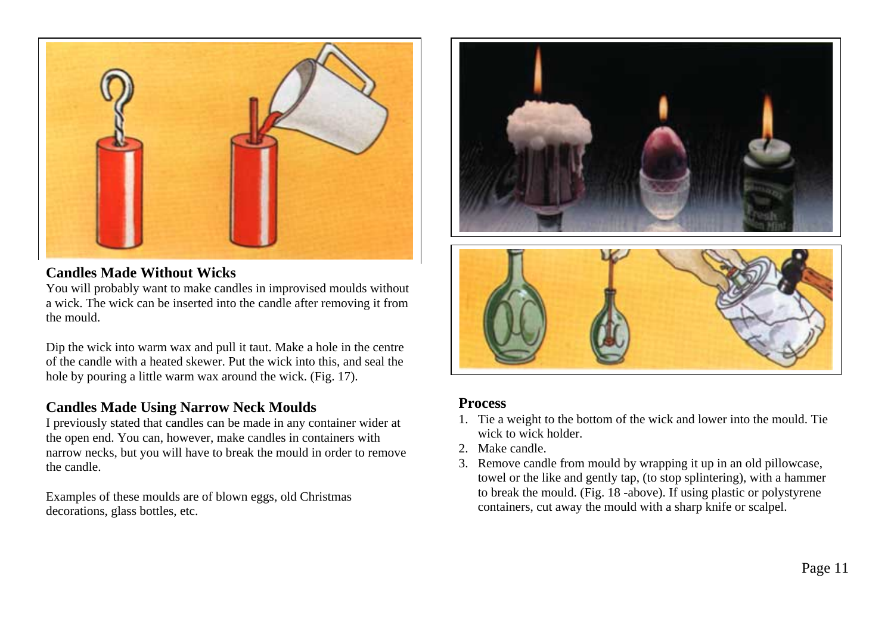## Candles Made Without Wicks

You will probably want to make candles in improvised moulds without a wick. The wick can be inserted into the candle after removing it from the mould.

Dip the wick into warm wax and pull it taut. Make a hole in the centre of the candle with a heated skewer. Put the wick into this, and seal the hole by pouring a little warm wax around the wick. (Fig. 17).

## Candles Made Using Narrow Neck Moulds

I previously stated that candles can be made in any container wider at the open end. You can, however, make candles in containers with narrow necks, but you will have to break the mould in order to remove the candle.

Examples of these moulds are of blown eggs, old Christmas decorations, glass bottles, etc.

## Process

1. Tie a weight to the bottom of the wick and lower into the mould. Tie wick to wick holder.
2. Make candle.
3. Remove candle from mould by wrapping it up in an old pillowcase, towel or the like and gently tap, (to stop splintering), with a hammer to break the mould. (Fig. 18 -above). If using plastic or polystyrene containers, cut away the mould with a sharp knife or scalpel.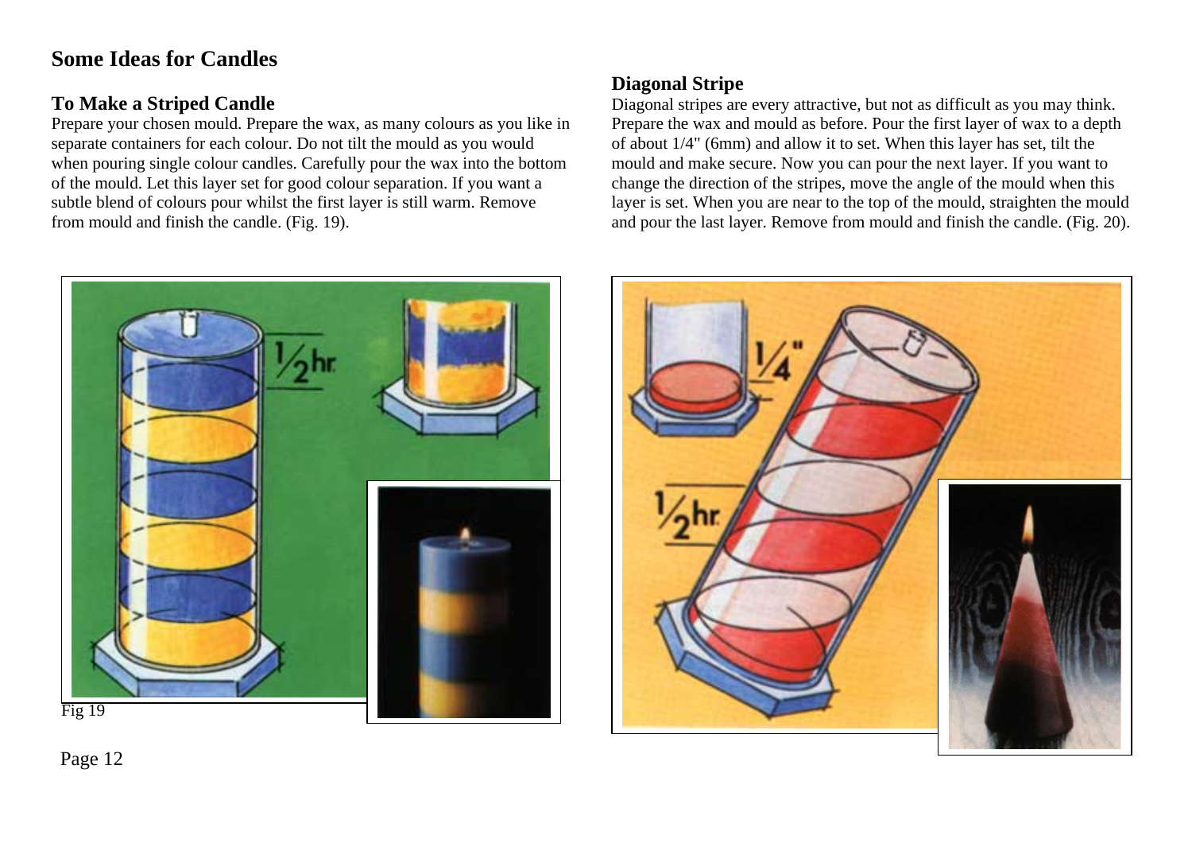# Some Ideas for Candles

## To Make a Striped Candle

Prepare your chosen mould. Prepare the wax, as many colours as you like in separate containers for each colour. Do not tilt the mould as you would when pouring single colour candles. Carefully pour the wax into the bottom of the mould. Let this layer set for good colour separation. If you want a subtle blend of colours pour whilst the first layer is still warm. Remove from mould and finish the candle. (Fig. 19).

## Diagonal Stripe

Diagonal stripes are every attractive, but not as difficult as you may think. Prepare the wax and mould as before. Pour the first layer of wax to a depth of about 1/4" (6mm) and allow it to set. When this layer has set, tilt the mould and make secure. Now you can pour the next layer. If you want to change the direction of the stripes, move the angle of the mould when this layer is set. When you are near to the top of the mould, straighten the mould and pour the last layer. Remove from mould and finish the candle. (Fig. 20).

Fig 19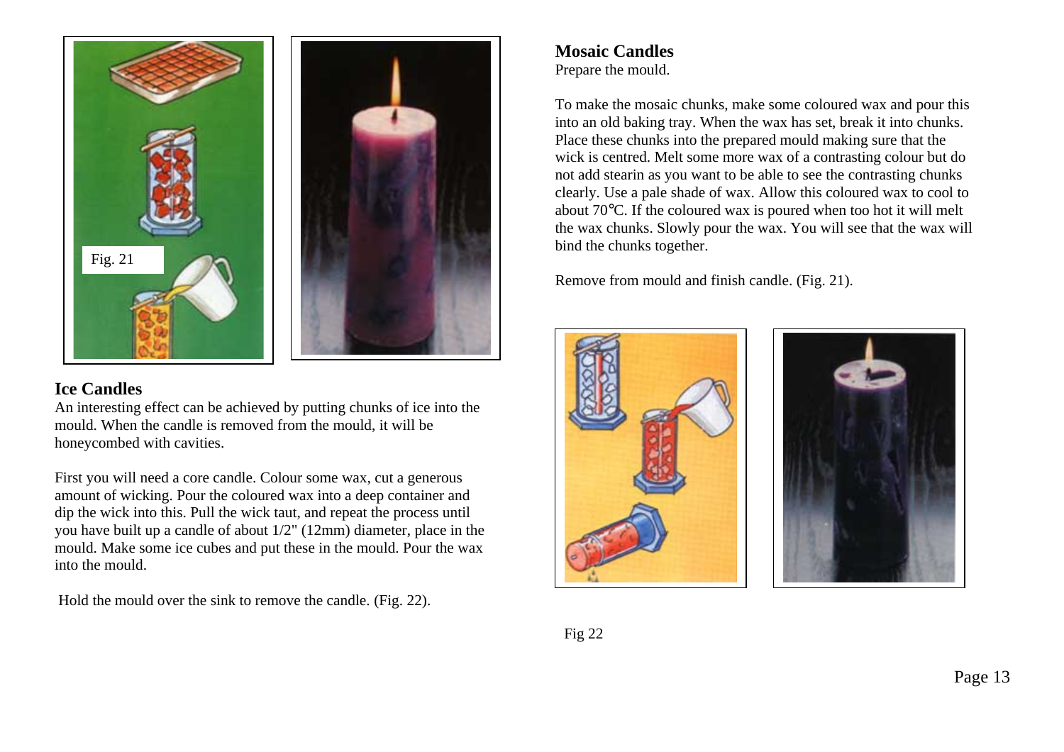Fig. 21

## Ice Candles

An interesting effect can be achieved by putting chunks of ice into the mould. When the candle is removed from the mould, it will be honeycombed with cavities.

First you will need a core candle. Colour some wax, cut a generous amount of wicking. Pour the coloured wax into a deep container and dip the wick into this. Pull the wick taut, and repeat the process until you have built up a candle of about 1/2" (12mm) diameter, place in the mould. Make some ice cubes and put these in the mould. Pour the wax into the mould.

Hold the mould over the sink to remove the candle. (Fig. 22).

## Mosaic Candles

Prepare the mould.

To make the mosaic chunks, make some coloured wax and pour this into an old baking tray. When the wax has set, break it into chunks. Place these chunks into the prepared mould making sure that the wick is centred. Melt some more wax of a contrasting colour but do not add stearin as you want to be able to see the contrasting chunks clearly. Use a pale shade of wax. Allow this coloured wax to cool to about 70°C. If the coloured wax is poured when too hot it will melt the wax chunks. Slowly pour the wax. You will see that the wax will bind the chunks together.

Remove from mould and finish candle. (Fig. 21).

Fig 22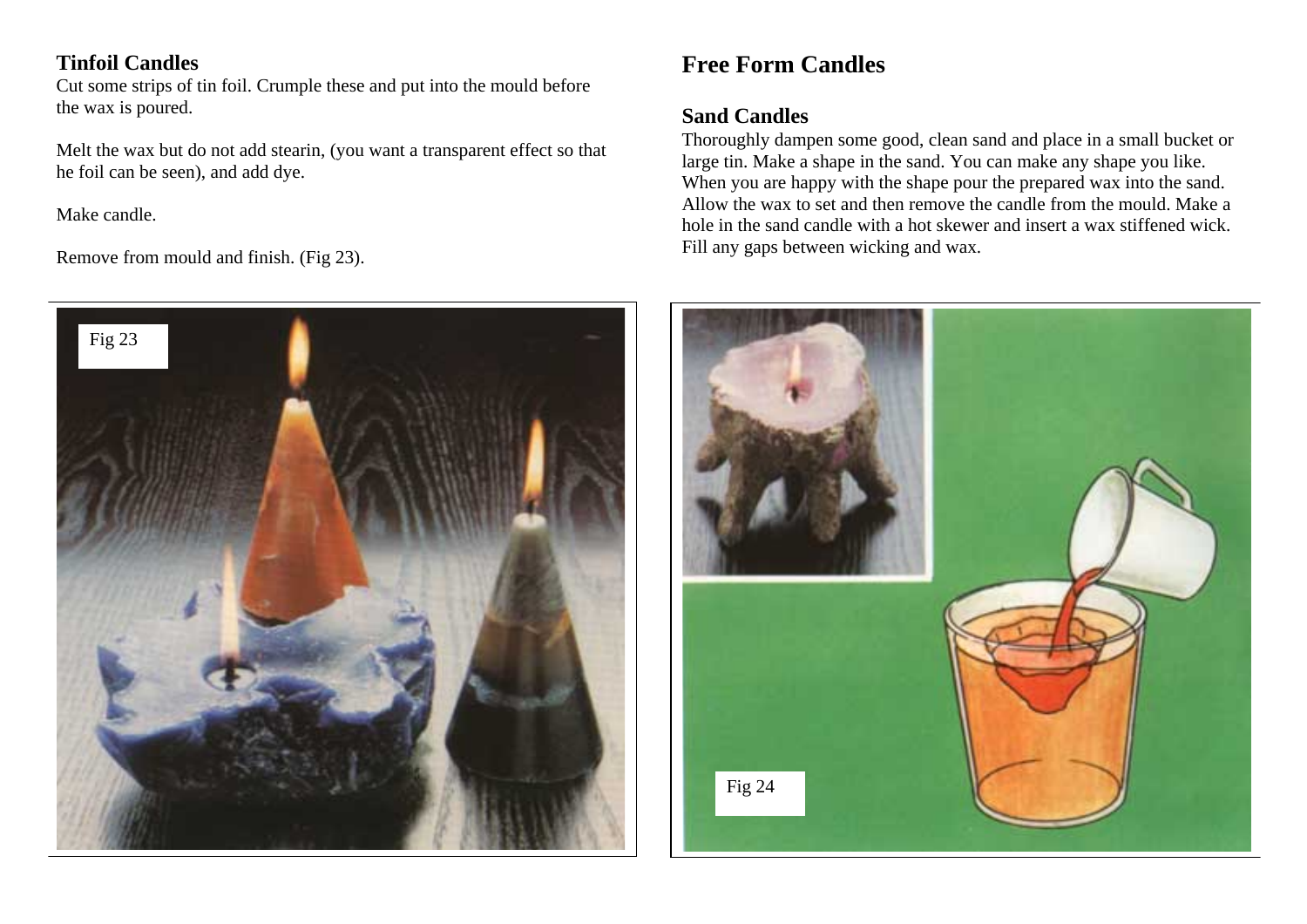## Tinfoil Candles

Cut some strips of tin foil. Crumple these and put into the mould before the wax is poured.

Melt the wax but do not add stearin, (you want a transparent effect so that he foil can be seen), and add dye.

Make candle.

Remove from mould and finish. (Fig 23).

Fig 23

# Free Form Candles

## Sand Candles

Thoroughly dampen some good, clean sand and place in a small bucket or large tin. Make a shape in the sand. You can make any shape you like. When you are happy with the shape pour the prepared wax into the sand. Allow the wax to set and then remove the candle from the mould. Make a hole in the sand candle with a hot skewer and insert a wax stiffened wick. Fill any gaps between wicking and wax.

Fig 24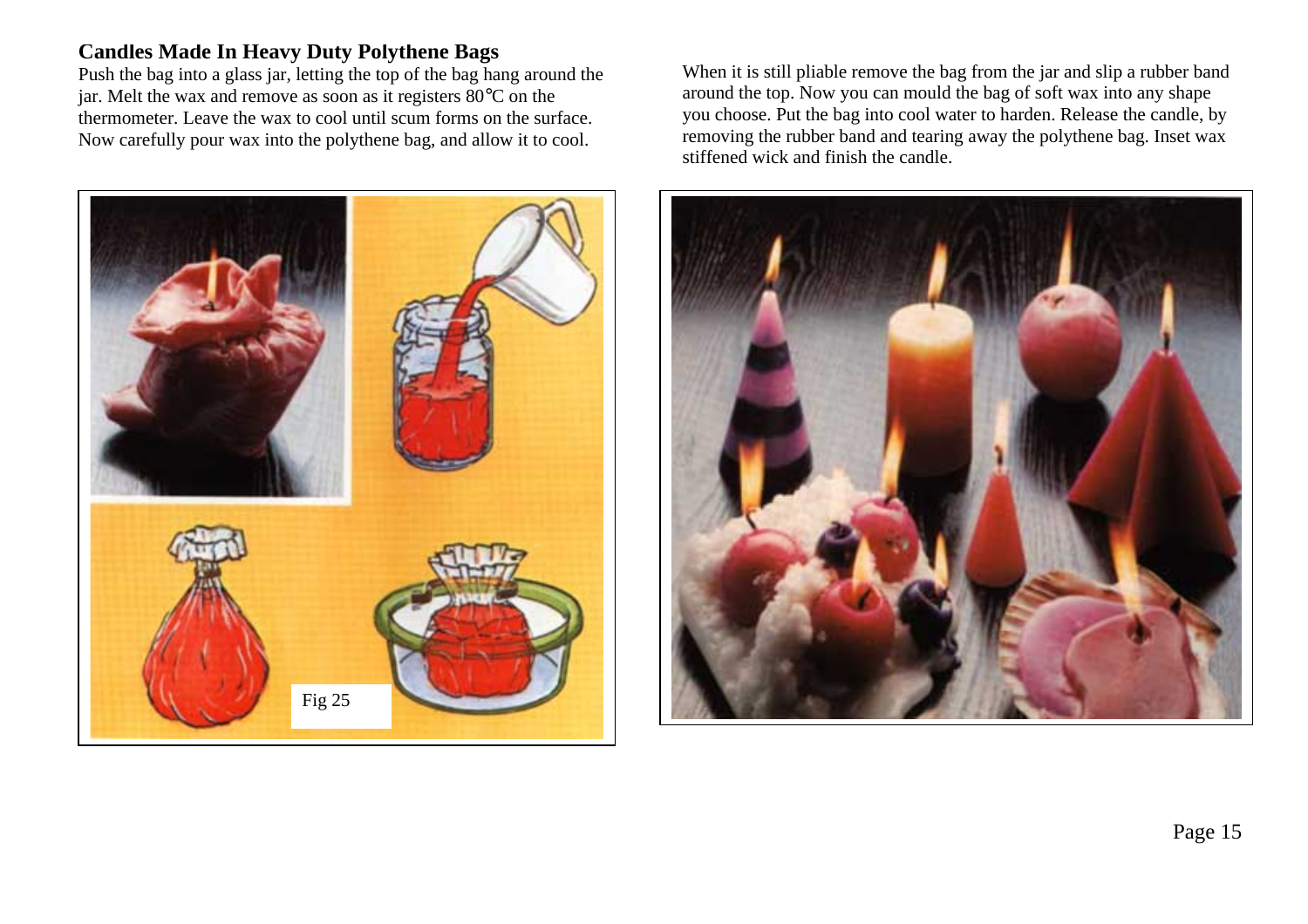## Candles Made In Heavy Duty Polythene Bags

Push the bag into a glass jar, letting the top of the bag hang around the jar. Melt the wax and remove as soon as it registers 80°C on the thermometer. Leave the wax to cool until scum forms on the surface. Now carefully pour wax into the polythene bag, and allow it to cool.

When it is still pliable remove the bag from the jar and slip a rubber band around the top. Now you can mould the bag of soft wax into any shape you choose. Put the bag into cool water to harden. Release the candle, by removing the rubber band and tearing away the polythene bag. Inset wax stiffened wick and finish the candle.

Fig 25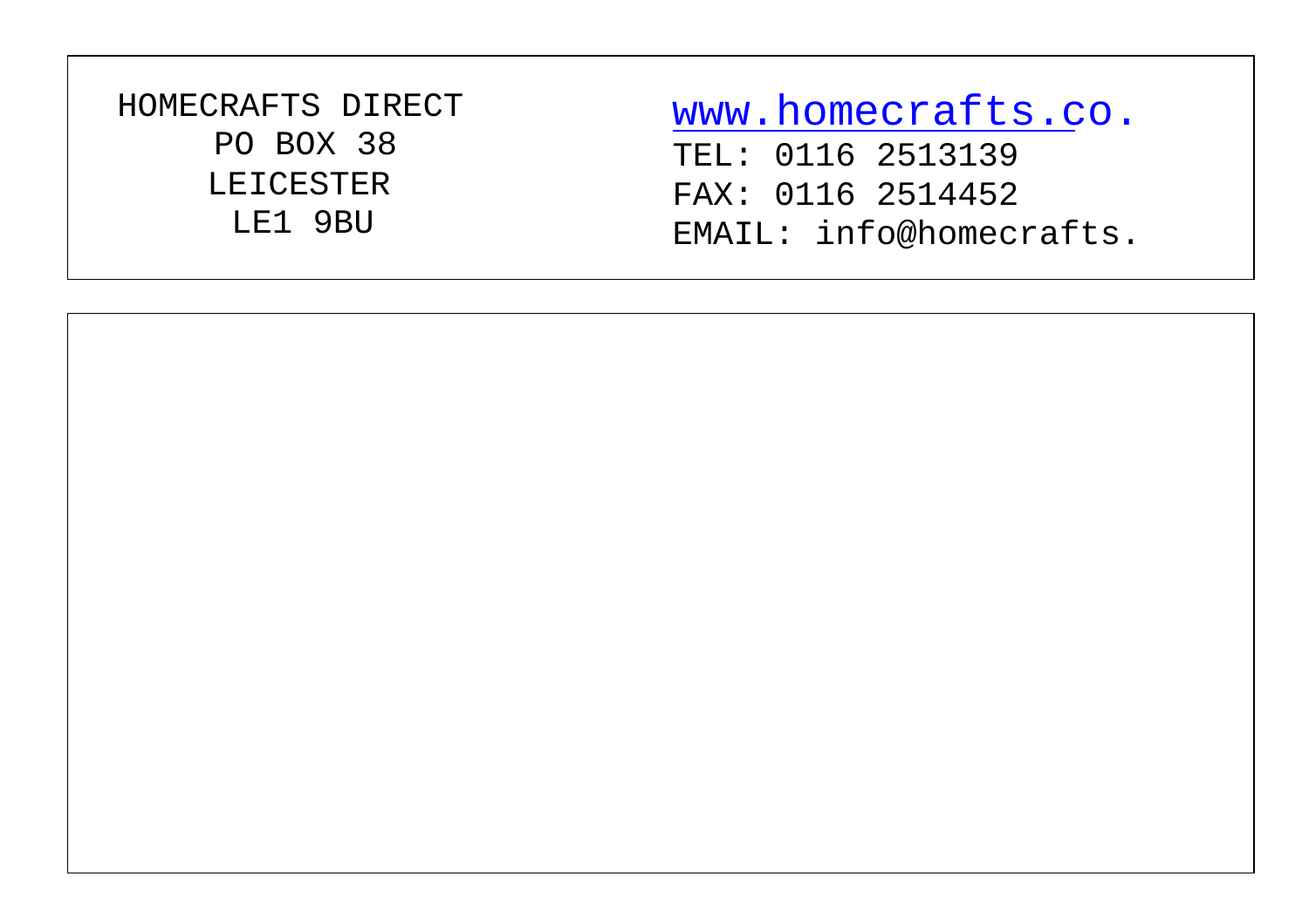HOMECRAFTS DIRECT
PO BOX 38
LEICESTER
LE1 9BU

www.homecrafts.co.
TEL: 0116 2513139
FAX: 0116 2514452
EMAIL: info@homecrafts.